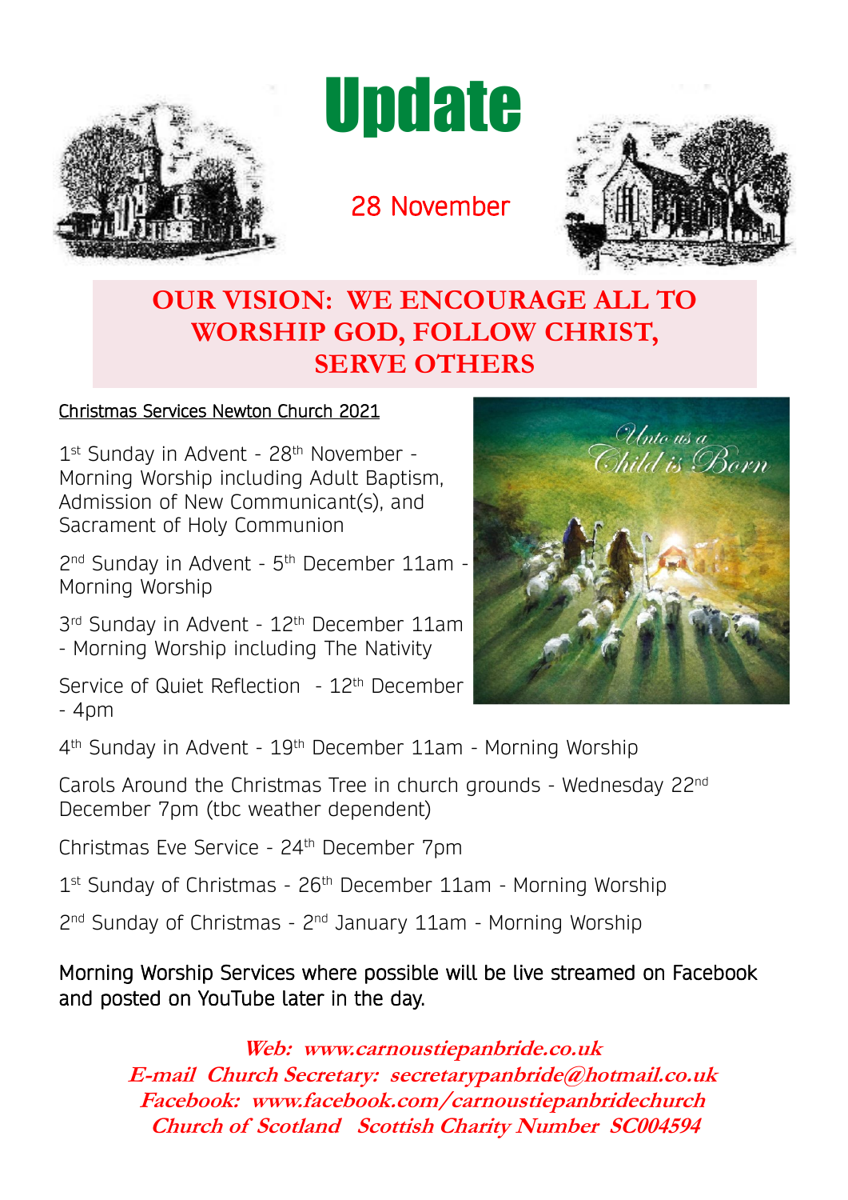# Update

28 November

## OUR VISION: WE ENCOURAGE ALL TO WORSHIP GOD, FOLLOW CHRIST, SERVE OTHERS

Christmas Services Newton Church 2021

1st Sunday in Advent - 28th November - Morning Worship including Adult Baptism, Admission of New Communicant(s), and Sacrament of Holy Communion

2nd Sunday in Advent - 5th December 11am - Morning Worship

3rd Sunday in Advent - 12th December 11am - Morning Worship including The Nativity

Service of Quiet Reflection - 12th December - 4pm

4th Sunday in Advent - 19th December 11am - Morning Worship

Carols Around the Christmas Tree in church grounds - Wednesday 22nd December 7pm (tbc weather dependent)

Christmas Eve Service - 24th December 7pm

1st Sunday of Christmas - 26th December 11am - Morning Worship

2nd Sunday of Christmas - 2nd January 11am - Morning Worship

Morning Worship Services where possible will be live streamed on Facebook and posted on YouTube later in the day.

***Web: www.carnoustiepanbride.co.uk***
***E-mail Church Secretary: secretarypanbride@hotmail.co.uk***
***Facebook: www.facebook.com/carnoustiepanbridechurch***
***Church of Scotland Scottish Charity Number SC004594***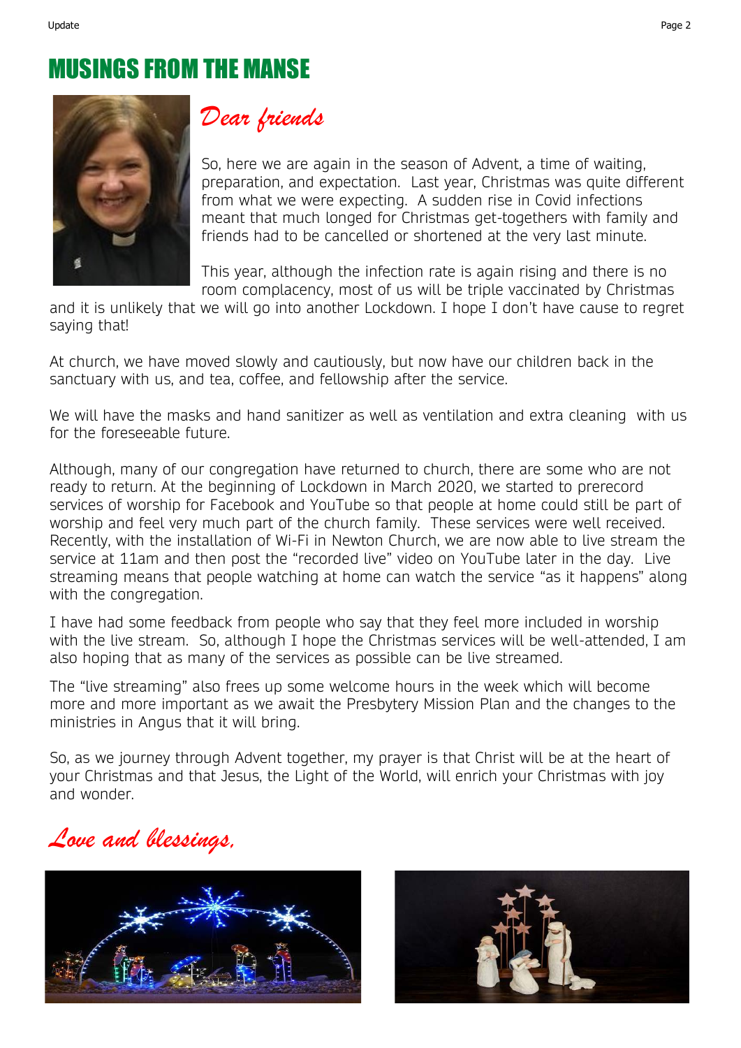# MUSINGS FROM THE MANSE

*Dear friends*

So, here we are again in the season of Advent, a time of waiting, preparation, and expectation. Last year, Christmas was quite different from what we were expecting. A sudden rise in Covid infections meant that much longed for Christmas get-togethers with family and friends had to be cancelled or shortened at the very last minute.

This year, although the infection rate is again rising and there is no room complacency, most of us will be triple vaccinated by Christmas and it is unlikely that we will go into another Lockdown. I hope I don't have cause to regret saying that!

At church, we have moved slowly and cautiously, but now have our children back in the sanctuary with us, and tea, coffee, and fellowship after the service.

We will have the masks and hand sanitizer as well as ventilation and extra cleaning with us for the foreseeable future.

Although, many of our congregation have returned to church, there are some who are not ready to return. At the beginning of Lockdown in March 2020, we started to prerecord services of worship for Facebook and YouTube so that people at home could still be part of worship and feel very much part of the church family. These services were well received. Recently, with the installation of Wi-Fi in Newton Church, we are now able to live stream the service at 11am and then post the "recorded live" video on YouTube later in the day. Live streaming means that people watching at home can watch the service "as it happens" along with the congregation.

I have had some feedback from people who say that they feel more included in worship with the live stream. So, although I hope the Christmas services will be well-attended, I am also hoping that as many of the services as possible can be live streamed.

The "live streaming" also frees up some welcome hours in the week which will become more and more important as we await the Presbytery Mission Plan and the changes to the ministries in Angus that it will bring.

So, as we journey through Advent together, my prayer is that Christ will be at the heart of your Christmas and that Jesus, the Light of the World, will enrich your Christmas with joy and wonder.

*Love and blessings,*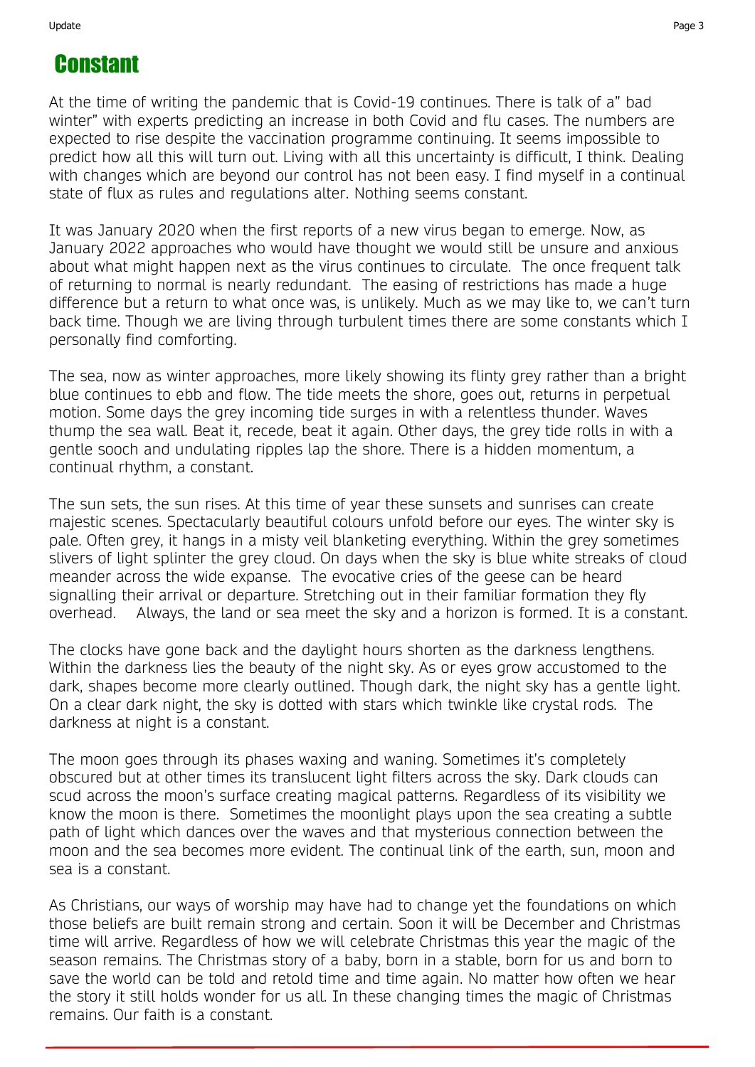# Constant

At the time of writing the pandemic that is Covid-19 continues. There is talk of a" bad winter" with experts predicting an increase in both Covid and flu cases. The numbers are expected to rise despite the vaccination programme continuing. It seems impossible to predict how all this will turn out. Living with all this uncertainty is difficult, I think. Dealing with changes which are beyond our control has not been easy. I find myself in a continual state of flux as rules and regulations alter. Nothing seems constant.

It was January 2020 when the first reports of a new virus began to emerge. Now, as January 2022 approaches who would have thought we would still be unsure and anxious about what might happen next as the virus continues to circulate. The once frequent talk of returning to normal is nearly redundant. The easing of restrictions has made a huge difference but a return to what once was, is unlikely. Much as we may like to, we can't turn back time. Though we are living through turbulent times there are some constants which I personally find comforting.

The sea, now as winter approaches, more likely showing its flinty grey rather than a bright blue continues to ebb and flow. The tide meets the shore, goes out, returns in perpetual motion. Some days the grey incoming tide surges in with a relentless thunder. Waves thump the sea wall. Beat it, recede, beat it again. Other days, the grey tide rolls in with a gentle sooch and undulating ripples lap the shore. There is a hidden momentum, a continual rhythm, a constant.

The sun sets, the sun rises. At this time of year these sunsets and sunrises can create majestic scenes. Spectacularly beautiful colours unfold before our eyes. The winter sky is pale. Often grey, it hangs in a misty veil blanketing everything. Within the grey sometimes slivers of light splinter the grey cloud. On days when the sky is blue white streaks of cloud meander across the wide expanse. The evocative cries of the geese can be heard signalling their arrival or departure. Stretching out in their familiar formation they fly overhead. Always, the land or sea meet the sky and a horizon is formed. It is a constant.

The clocks have gone back and the daylight hours shorten as the darkness lengthens. Within the darkness lies the beauty of the night sky. As or eyes grow accustomed to the dark, shapes become more clearly outlined. Though dark, the night sky has a gentle light. On a clear dark night, the sky is dotted with stars which twinkle like crystal rods. The darkness at night is a constant.

The moon goes through its phases waxing and waning. Sometimes it's completely obscured but at other times its translucent light filters across the sky. Dark clouds can scud across the moon's surface creating magical patterns. Regardless of its visibility we know the moon is there. Sometimes the moonlight plays upon the sea creating a subtle path of light which dances over the waves and that mysterious connection between the moon and the sea becomes more evident. The continual link of the earth, sun, moon and sea is a constant.

As Christians, our ways of worship may have had to change yet the foundations on which those beliefs are built remain strong and certain. Soon it will be December and Christmas time will arrive. Regardless of how we will celebrate Christmas this year the magic of the season remains. The Christmas story of a baby, born in a stable, born for us and born to save the world can be told and retold time and time again. No matter how often we hear the story it still holds wonder for us all. In these changing times the magic of Christmas remains. Our faith is a constant.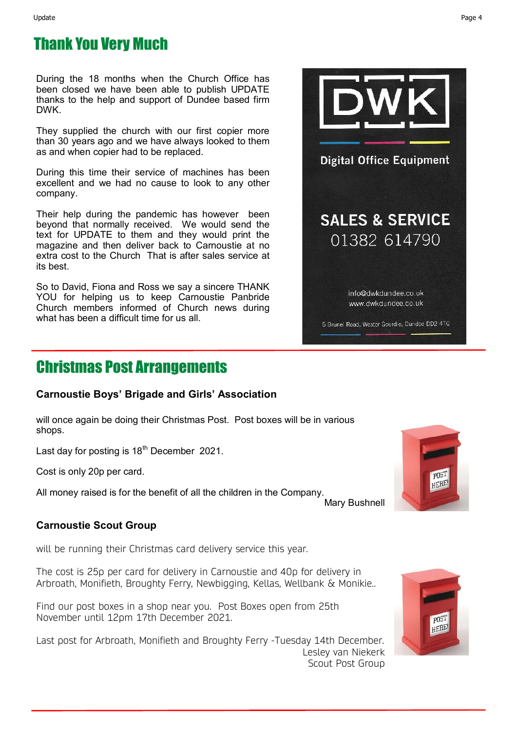## Thank You Very Much

During the 18 months when the Church Office has been closed we have been able to publish UPDATE thanks to the help and support of Dundee based firm DWK.

They supplied the church with our first copier more than 30 years ago and we have always looked to them as and when copier had to be replaced.

During this time their service of machines has been excellent and we had no cause to look to any other company.

Their help during the pandemic has however been beyond that normally received. We would send the text for UPDATE to them and they would print the magazine and then deliver back to Carnoustie at no extra cost to the Church That is after sales service at its best.

So to David, Fiona and Ross we say a sincere THANK YOU for helping us to keep Carnoustie Panbride Church members informed of Church news during what has been a difficult time for us all.

DWK

Digital Office Equipment

SALES & SERVICE
01382 614790

info@dwkdundee.co.uk
www.dwkdundee.co.uk

5 Brunel Road, Wester Gourdie, Dundee DD2 4TG

## Christmas Post Arrangements

**Carnoustie Boys' Brigade and Girls' Association**

will once again be doing their Christmas Post. Post boxes will be in various shops.

Last day for posting is 18th December 2021.

Cost is only 20p per card.

All money raised is for the benefit of all the children in the Company.

Mary Bushnell

**Carnoustie Scout Group**

will be running their Christmas card delivery service this year.

The cost is 25p per card for delivery in Carnoustie and 40p for delivery in Arbroath, Monifieth, Broughty Ferry, Newbigging, Kellas, Wellbank & Monikie..

Find our post boxes in a shop near you. Post Boxes open from 25th November until 12pm 17th December 2021.

Last post for Arbroath, Monifieth and Broughty Ferry -Tuesday 14th December.

Lesley van Niekerk
Scout Post Group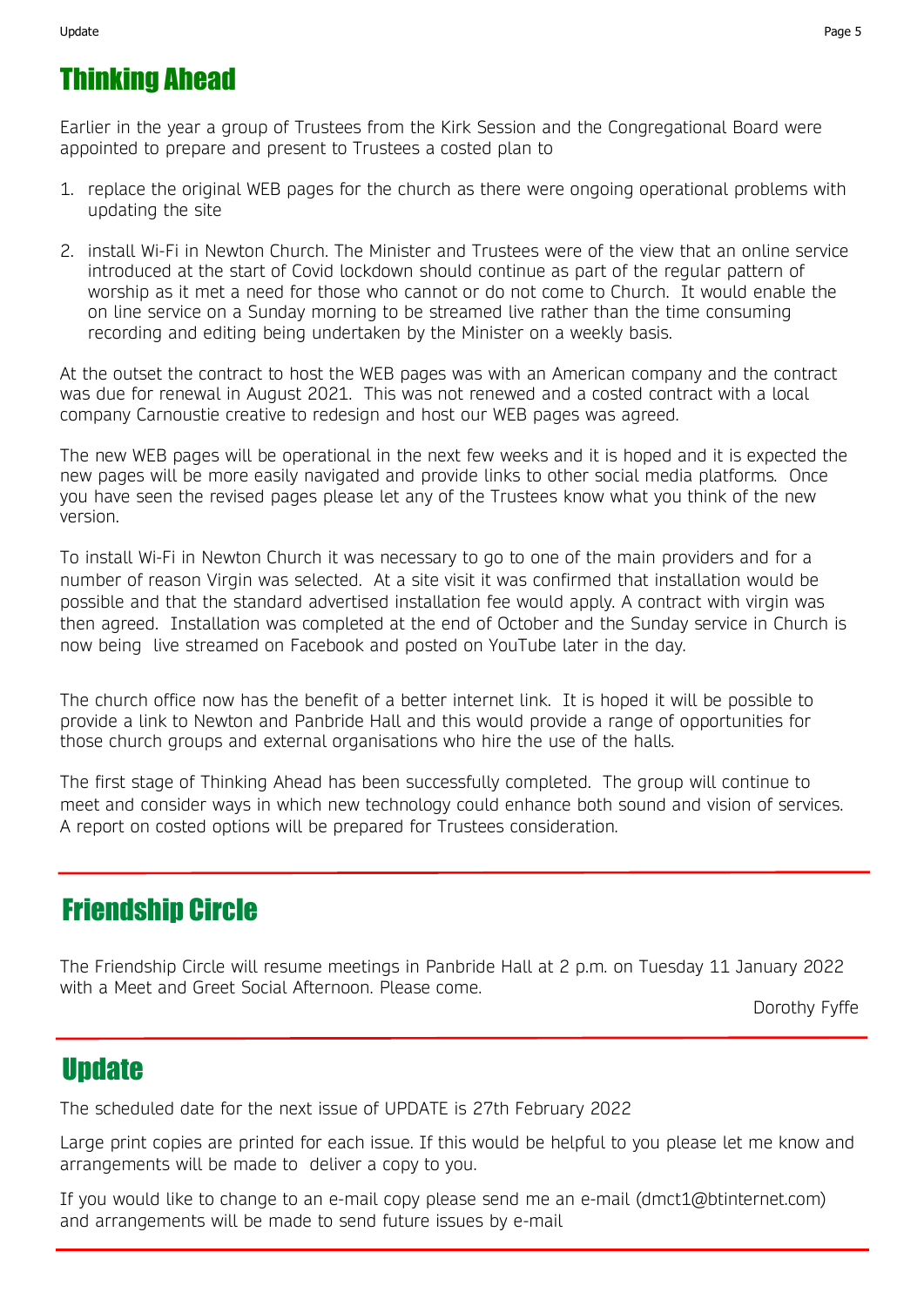## Thinking Ahead

Earlier in the year a group of Trustees from the Kirk Session and the Congregational Board were appointed to prepare and present to Trustees a costed plan to

1. replace the original WEB pages for the church as there were ongoing operational problems with updating the site
2. install Wi-Fi in Newton Church. The Minister and Trustees were of the view that an online service introduced at the start of Covid lockdown should continue as part of the regular pattern of worship as it met a need for those who cannot or do not come to Church. It would enable the on line service on a Sunday morning to be streamed live rather than the time consuming recording and editing being undertaken by the Minister on a weekly basis.

At the outset the contract to host the WEB pages was with an American company and the contract was due for renewal in August 2021. This was not renewed and a costed contract with a local company Carnoustie creative to redesign and host our WEB pages was agreed.

The new WEB pages will be operational in the next few weeks and it is hoped and it is expected the new pages will be more easily navigated and provide links to other social media platforms. Once you have seen the revised pages please let any of the Trustees know what you think of the new version.

To install Wi-Fi in Newton Church it was necessary to go to one of the main providers and for a number of reason Virgin was selected. At a site visit it was confirmed that installation would be possible and that the standard advertised installation fee would apply. A contract with virgin was then agreed. Installation was completed at the end of October and the Sunday service in Church is now being live streamed on Facebook and posted on YouTube later in the day.

The church office now has the benefit of a better internet link. It is hoped it will be possible to provide a link to Newton and Panbride Hall and this would provide a range of opportunities for those church groups and external organisations who hire the use of the halls.

The first stage of Thinking Ahead has been successfully completed. The group will continue to meet and consider ways in which new technology could enhance both sound and vision of services. A report on costed options will be prepared for Trustees consideration.

---

## Friendship Circle

The Friendship Circle will resume meetings in Panbride Hall at 2 p.m. on Tuesday 11 January 2022 with a Meet and Greet Social Afternoon. Please come.

Dorothy Fyffe

---

## Update

The scheduled date for the next issue of UPDATE is 27th February 2022

Large print copies are printed for each issue. If this would be helpful to you please let me know and arrangements will be made to deliver a copy to you.

If you would like to change to an e-mail copy please send me an e-mail (dmct1@btinternet.com) and arrangements will be made to send future issues by e-mail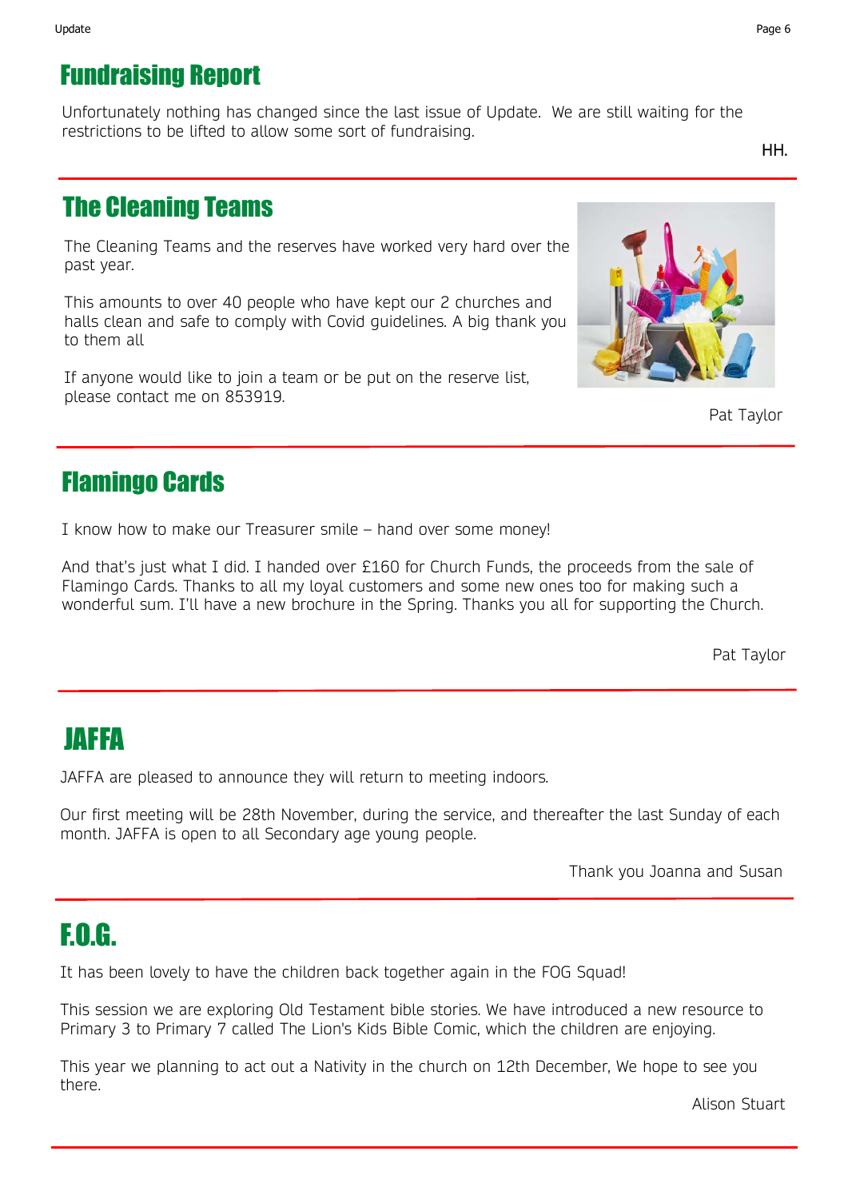## Fundraising Report

Unfortunately nothing has changed since the last issue of Update. We are still waiting for the restrictions to be lifted to allow some sort of fundraising.

HH.

---

## The Cleaning Teams

The Cleaning Teams and the reserves have worked very hard over the past year.

This amounts to over 40 people who have kept our 2 churches and halls clean and safe to comply with Covid guidelines. A big thank you to them all

If anyone would like to join a team or be put on the reserve list, please contact me on 853919.

Pat Taylor

---

## Flamingo Cards

I know how to make our Treasurer smile – hand over some money!

And that's just what I did. I handed over £160 for Church Funds, the proceeds from the sale of Flamingo Cards. Thanks to all my loyal customers and some new ones too for making such a wonderful sum. I'll have a new brochure in the Spring. Thanks you all for supporting the Church.

Pat Taylor

---

## JAFFA

JAFFA are pleased to announce they will return to meeting indoors.

Our first meeting will be 28th November, during the service, and thereafter the last Sunday of each month. JAFFA is open to all Secondary age young people.

Thank you Joanna and Susan

---

## F.O.G.

It has been lovely to have the children back together again in the FOG Squad!

This session we are exploring Old Testament bible stories. We have introduced a new resource to Primary 3 to Primary 7 called The Lion's Kids Bible Comic, which the children are enjoying.

This year we planning to act out a Nativity in the church on 12th December, We hope to see you there.

Alison Stuart

---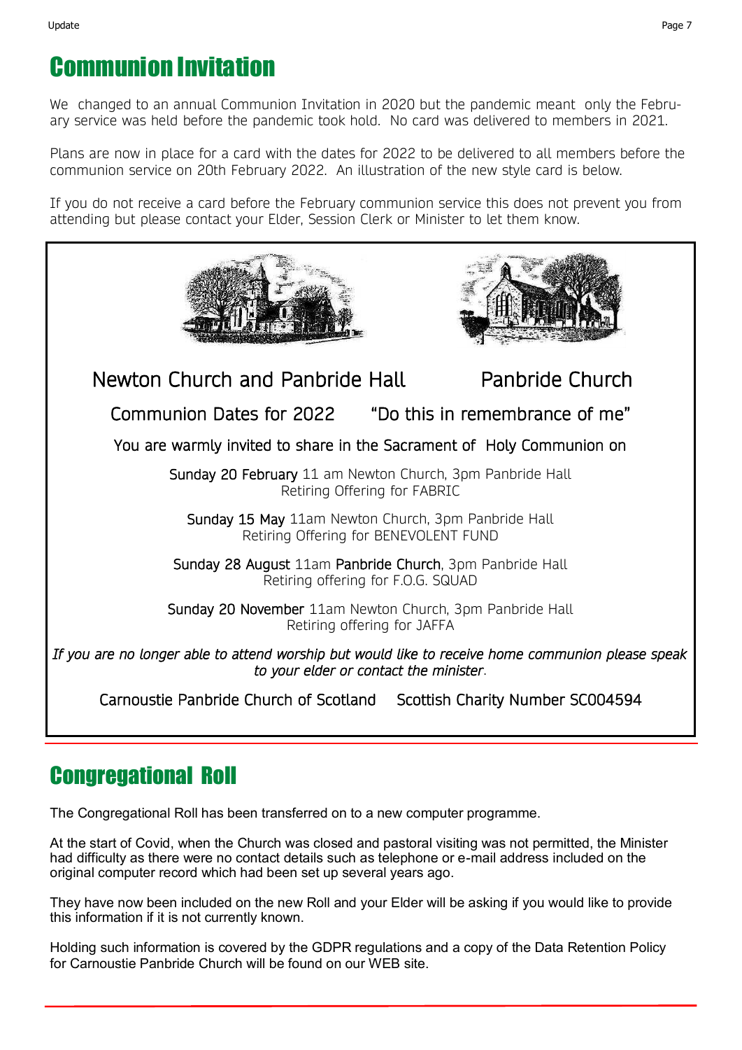# Communion Invitation

We changed to an annual Communion Invitation in 2020 but the pandemic meant only the February service was held before the pandemic took hold. No card was delivered to members in 2021.

Plans are now in place for a card with the dates for 2022 to be delivered to all members before the communion service on 20th February 2022. An illustration of the new style card is below.

If you do not receive a card before the February communion service this does not prevent you from attending but please contact your Elder, Session Clerk or Minister to let them know.

Newton Church and Panbride Hall Panbride Church

Communion Dates for 2022 "Do this in remembrance of me"

You are warmly invited to share in the Sacrament of Holy Communion on

Sunday 20 February 11 am Newton Church, 3pm Panbride Hall
Retiring Offering for FABRIC

Sunday 15 May 11am Newton Church, 3pm Panbride Hall
Retiring Offering for BENEVOLENT FUND

Sunday 28 August 11am Panbride Church, 3pm Panbride Hall
Retiring offering for F.O.G. SQUAD

Sunday 20 November 11am Newton Church, 3pm Panbride Hall
Retiring offering for JAFFA

*If you are no longer able to attend worship but would like to receive home communion please speak to your elder or contact the minister.*

Carnoustie Panbride Church of Scotland Scottish Charity Number SC004594

# Congregational Roll

The Congregational Roll has been transferred on to a new computer programme.

At the start of Covid, when the Church was closed and pastoral visiting was not permitted, the Minister had difficulty as there were no contact details such as telephone or e-mail address included on the original computer record which had been set up several years ago.

They have now been included on the new Roll and your Elder will be asking if you would like to provide this information if it is not currently known.

Holding such information is covered by the GDPR regulations and a copy of the Data Retention Policy for Carnoustie Panbride Church will be found on our WEB site.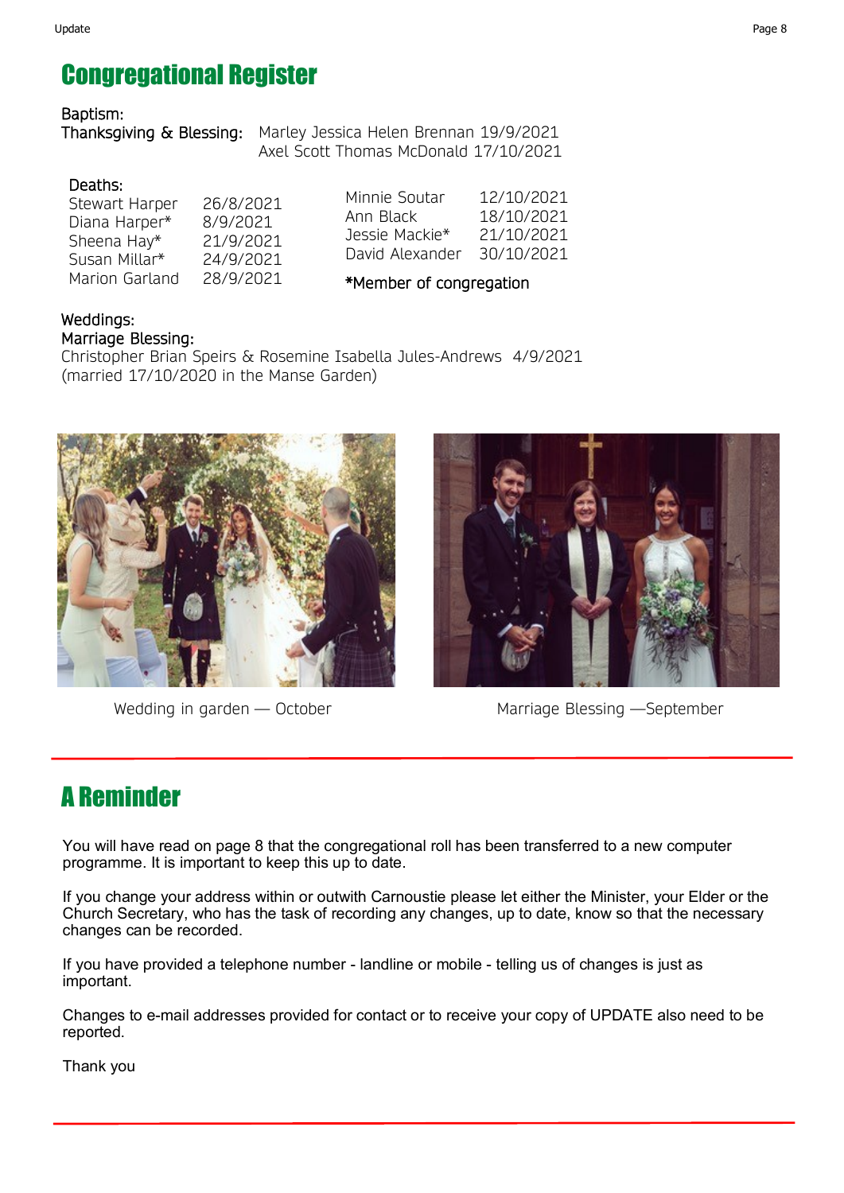## Congregational Register

Baptism:
Thanksgiving & Blessing: Marley Jessica Helen Brennan 19/9/2021
Axel Scott Thomas McDonald 17/10/2021

Deaths:

| | | | |
|---|---|---|---|
| Stewart Harper | 26/8/2021 | Minnie Soutar | 12/10/2021 |
| Diana Harper* | 8/9/2021 | Ann Black | 18/10/2021 |
| Sheena Hay* | 21/9/2021 | Jessie Mackie* | 21/10/2021 |
| Susan Millar* | 24/9/2021 | David Alexander | 30/10/2021 |
| Marion Garland | 28/9/2021 | | |

*Member of congregation

Weddings:
Marriage Blessing:
Christopher Brian Speirs & Rosemine Isabella Jules-Andrews 4/9/2021
(married 17/10/2020 in the Manse Garden)

Wedding in garden — October

Marriage Blessing —September

## A Reminder

You will have read on page 8 that the congregational roll has been transferred to a new computer programme. It is important to keep this up to date.

If you change your address within or outwith Carnoustie please let either the Minister, your Elder or the Church Secretary, who has the task of recording any changes, up to date, know so that the necessary changes can be recorded.

If you have provided a telephone number - landline or mobile - telling us of changes is just as important.

Changes to e-mail addresses provided for contact or to receive your copy of UPDATE also need to be reported.

Thank you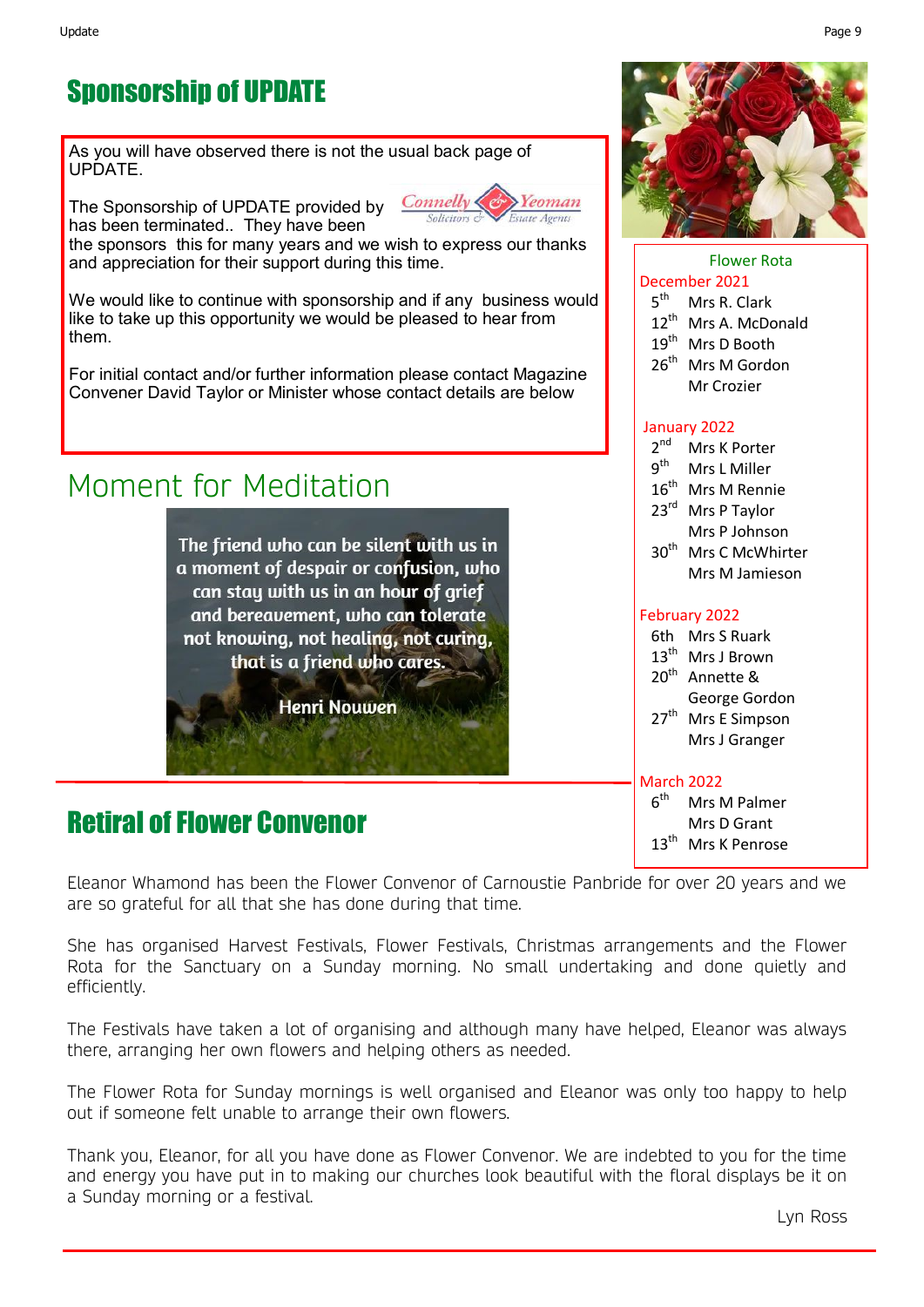# Sponsorship of UPDATE

As you will have observed there is not the usual back page of UPDATE.

The Sponsorship of UPDATE provided by Connelly & Yeoman Solicitors & Estate Agents has been terminated.. They have been the sponsors this for many years and we wish to express our thanks and appreciation for their support during this time.

We would like to continue with sponsorship and if any business would like to take up this opportunity we would be pleased to hear from them.

For initial contact and/or further information please contact Magazine Convener David Taylor or Minister whose contact details are below

# Moment for Meditation

*The friend who can be silent with us in a moment of despair or confusion, who can stay with us in an hour of grief and bereavement, who can tolerate not knowing, not healing, not curing, that is a friend who cares.*

**Henri Nouwen**

## Flower Rota

**December 2021**

- 5th Mrs R. Clark
- 12th Mrs A. McDonald
- 19th Mrs D Booth
- 26th Mrs M Gordon, Mr Crozier

**January 2022**

- 2nd Mrs K Porter
- 9th Mrs L Miller
- 16th Mrs M Rennie
- 23rd Mrs P Taylor, Mrs P Johnson
- 30th Mrs C McWhirter, Mrs M Jamieson

**February 2022**

- 6th Mrs S Ruark
- 13th Mrs J Brown
- 20th Annette & George Gordon
- 27th Mrs E Simpson, Mrs J Granger

**March 2022**

- 6th Mrs M Palmer, Mrs D Grant
- 13th Mrs K Penrose

# Retiral of Flower Convenor

Eleanor Whamond has been the Flower Convenor of Carnoustie Panbride for over 20 years and we are so grateful for all that she has done during that time.

She has organised Harvest Festivals, Flower Festivals, Christmas arrangements and the Flower Rota for the Sanctuary on a Sunday morning. No small undertaking and done quietly and efficiently.

The Festivals have taken a lot of organising and although many have helped, Eleanor was always there, arranging her own flowers and helping others as needed.

The Flower Rota for Sunday mornings is well organised and Eleanor was only too happy to help out if someone felt unable to arrange their own flowers.

Thank you, Eleanor, for all you have done as Flower Convenor. We are indebted to you for the time and energy you have put in to making our churches look beautiful with the floral displays be it on a Sunday morning or a festival.

Lyn Ross